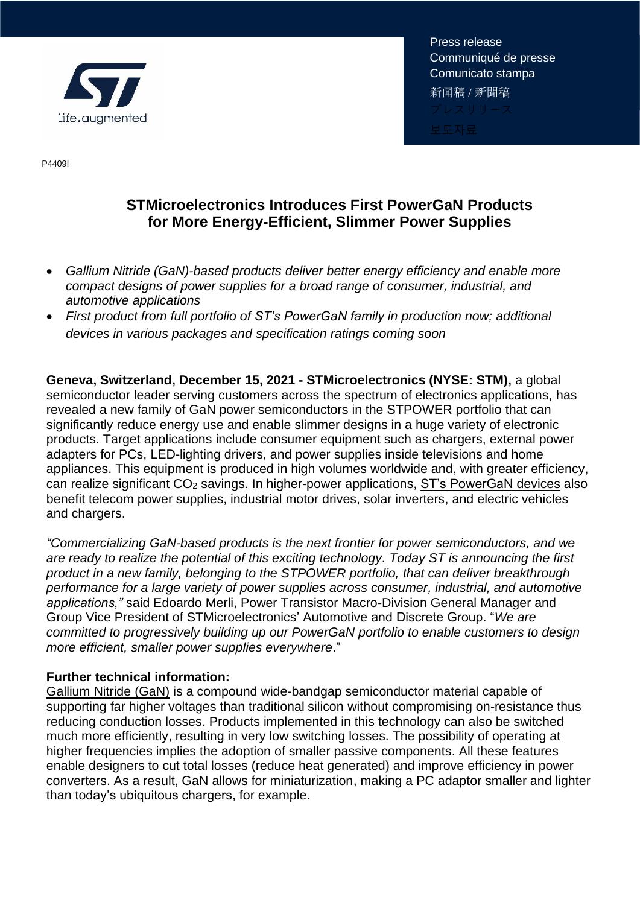Press release
Communiqué de presse
Comunicato stampa
新闻稿 / 新聞稿
プレスリリース
보도자료

P4409I

# STMicroelectronics Introduces First PowerGaN Products for More Energy-Efficient, Slimmer Power Supplies

- *Gallium Nitride (GaN)-based products deliver better energy efficiency and enable more compact designs of power supplies for a broad range of consumer, industrial, and automotive applications*
- *First product from full portfolio of ST's PowerGaN family in production now; additional devices in various packages and specification ratings coming soon*

**Geneva, Switzerland, December 15, 2021 - STMicroelectronics (NYSE: STM),** a global semiconductor leader serving customers across the spectrum of electronics applications, has revealed a new family of GaN power semiconductors in the STPOWER portfolio that can significantly reduce energy use and enable slimmer designs in a huge variety of electronic products. Target applications include consumer equipment such as chargers, external power adapters for PCs, LED-lighting drivers, and power supplies inside televisions and home appliances. This equipment is produced in high volumes worldwide and, with greater efficiency, can realize significant $CO_2$ savings. In higher-power applications, ST's PowerGaN devices also benefit telecom power supplies, industrial motor drives, solar inverters, and electric vehicles and chargers.

*"Commercializing GaN-based products is the next frontier for power semiconductors, and we are ready to realize the potential of this exciting technology. Today ST is announcing the first product in a new family, belonging to the STPOWER portfolio, that can deliver breakthrough performance for a large variety of power supplies across consumer, industrial, and automotive applications,"* said Edoardo Merli, Power Transistor Macro-Division General Manager and Group Vice President of STMicroelectronics' Automotive and Discrete Group. "*We are committed to progressively building up our PowerGaN portfolio to enable customers to design more efficient, smaller power supplies everywhere*."

**Further technical information:**
Gallium Nitride (GaN) is a compound wide-bandgap semiconductor material capable of supporting far higher voltages than traditional silicon without compromising on-resistance thus reducing conduction losses. Products implemented in this technology can also be switched much more efficiently, resulting in very low switching losses. The possibility of operating at higher frequencies implies the adoption of smaller passive components. All these features enable designers to cut total losses (reduce heat generated) and improve efficiency in power converters. As a result, GaN allows for miniaturization, making a PC adaptor smaller and lighter than today's ubiquitous chargers, for example.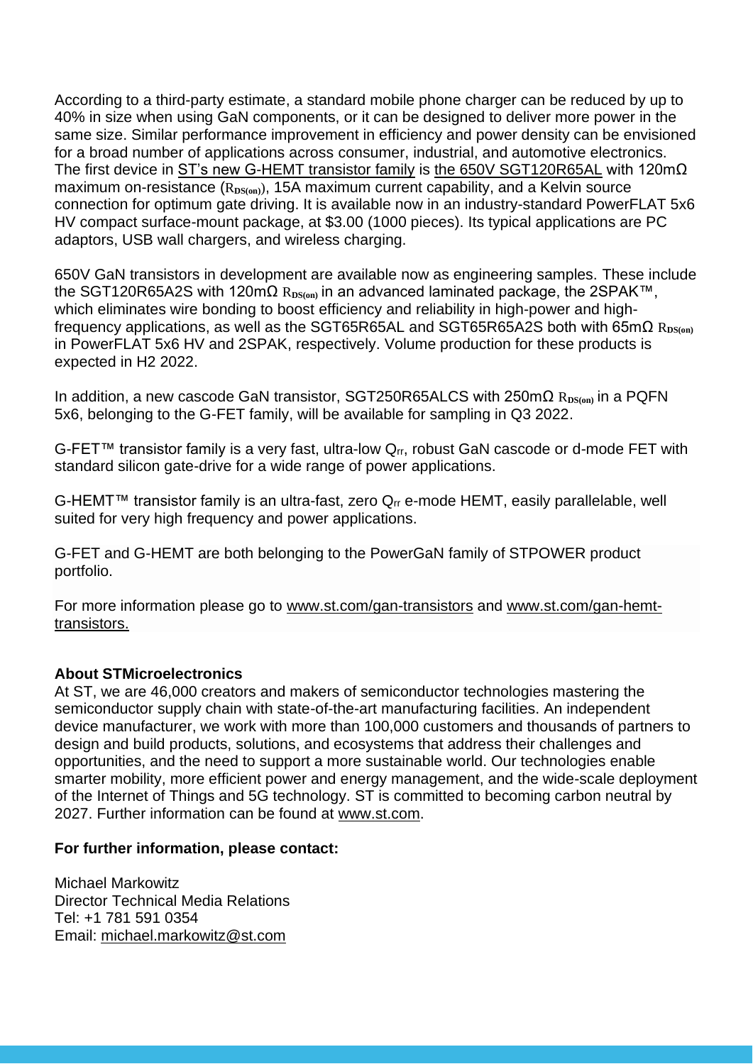According to a third-party estimate, a standard mobile phone charger can be reduced by up to 40% in size when using GaN components, or it can be designed to deliver more power in the same size. Similar performance improvement in efficiency and power density can be envisioned for a broad number of applications across consumer, industrial, and automotive electronics. The first device in ST's new G-HEMT transistor family is the 650V SGT120R65AL with 120mΩ maximum on-resistance ($R_{DS(on)}$), 15A maximum current capability, and a Kelvin source connection for optimum gate driving. It is available now in an industry-standard PowerFLAT 5x6 HV compact surface-mount package, at $3.00 (1000 pieces). Its typical applications are PC adaptors, USB wall chargers, and wireless charging.

650V GaN transistors in development are available now as engineering samples. These include the SGT120R65A2S with 120mΩ $R_{DS(on)}$ in an advanced laminated package, the 2SPAK™, which eliminates wire bonding to boost efficiency and reliability in high-power and high-frequency applications, as well as the SGT65R65AL and SGT65R65A2S both with 65mΩ $R_{DS(on)}$ in PowerFLAT 5x6 HV and 2SPAK, respectively. Volume production for these products is expected in H2 2022.

In addition, a new cascode GaN transistor, SGT250R65ALCS with 250mΩ $R_{DS(on)}$ in a PQFN 5x6, belonging to the G-FET family, will be available for sampling in Q3 2022.

G-FET™ transistor family is a very fast, ultra-low $Q_{rr}$, robust GaN cascode or d-mode FET with standard silicon gate-drive for a wide range of power applications.

G-HEMT™ transistor family is an ultra-fast, zero $Q_{rr}$ e-mode HEMT, easily parallelable, well suited for very high frequency and power applications.

G-FET and G-HEMT are both belonging to the PowerGaN family of STPOWER product portfolio.

For more information please go to www.st.com/gan-transistors and www.st.com/gan-hemt-transistors.

**About STMicroelectronics**

At ST, we are 46,000 creators and makers of semiconductor technologies mastering the semiconductor supply chain with state-of-the-art manufacturing facilities. An independent device manufacturer, we work with more than 100,000 customers and thousands of partners to design and build products, solutions, and ecosystems that address their challenges and opportunities, and the need to support a more sustainable world. Our technologies enable smarter mobility, more efficient power and energy management, and the wide-scale deployment of the Internet of Things and 5G technology. ST is committed to becoming carbon neutral by 2027. Further information can be found at www.st.com.

**For further information, please contact:**

Michael Markowitz
Director Technical Media Relations
Tel: +1 781 591 0354
Email: michael.markowitz@st.com